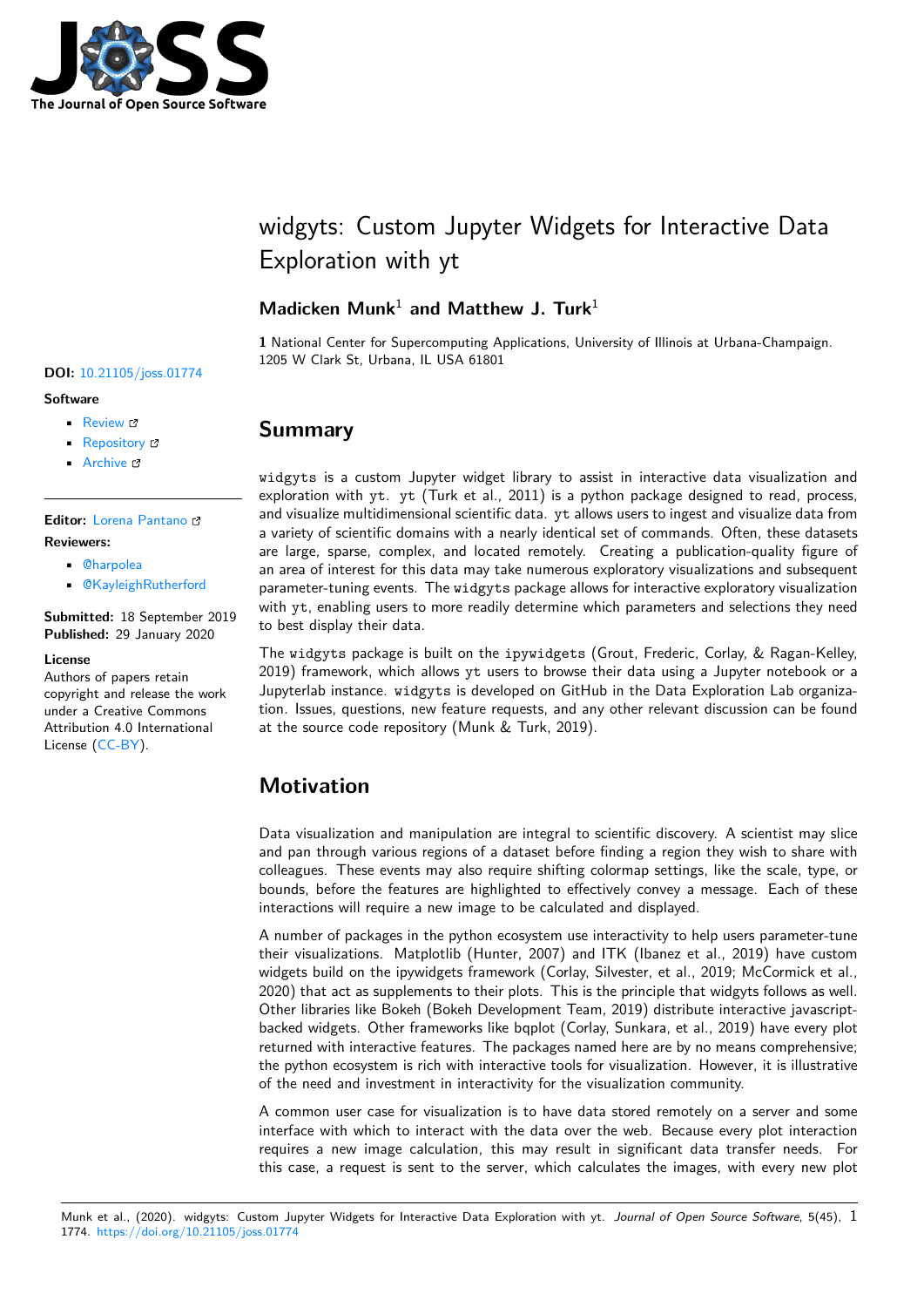# widgyts: Custom Jupyter Widgets for Interactive Data Exploration with yt

**Madicken Munk**[1] **and Matthew J. Turk**[1]

**1** National Center for Supercomputing Applications, University of Illinois at Urbana-Champaign. 1205 W Clark St, Urbana, IL USA 61801

**DOI:** 10.21105/joss.01774

**Software**

- Review
- Repository
- Archive

**Editor:** Lorena Pantano

**Reviewers:**

- @harpolea
- @KayleighRutherford

**Submitted:** 18 September 2019
**Published:** 29 January 2020

**License**
Authors of papers retain copyright and release the work under a Creative Commons Attribution 4.0 International License (CC-BY).

## Summary

`widgyts` is a custom Jupyter widget library to assist in interactive data visualization and exploration with `yt`. `yt` (Turk et al., 2011) is a python package designed to read, process, and visualize multidimensional scientific data. `yt` allows users to ingest and visualize data from a variety of scientific domains with a nearly identical set of commands. Often, these datasets are large, sparse, complex, and located remotely. Creating a publication-quality figure of an area of interest for this data may take numerous exploratory visualizations and subsequent parameter-tuning events. The `widgyts` package allows for interactive exploratory visualization with `yt`, enabling users to more readily determine which parameters and selections they need to best display their data.

The `widgyts` package is built on the `ipywidgets` (Grout, Frederic, Corlay, & Ragan-Kelley, 2019) framework, which allows `yt` users to browse their data using a Jupyter notebook or a Jupyterlab instance. `widgyts` is developed on GitHub in the Data Exploration Lab organization. Issues, questions, new feature requests, and any other relevant discussion can be found at the source code repository (Munk & Turk, 2019).

## Motivation

Data visualization and manipulation are integral to scientific discovery. A scientist may slice and pan through various regions of a dataset before finding a region they wish to share with colleagues. These events may also require shifting colormap settings, like the scale, type, or bounds, before the features are highlighted to effectively convey a message. Each of these interactions will require a new image to be calculated and displayed.

A number of packages in the python ecosystem use interactivity to help users parameter-tune their visualizations. Matplotlib (Hunter, 2007) and ITK (Ibanez et al., 2019) have custom widgets build on the ipywidgets framework (Corlay, Silvester, et al., 2019; McCormick et al., 2020) that act as supplements to their plots. This is the principle that widgyts follows as well. Other libraries like Bokeh (Bokeh Development Team, 2019) distribute interactive javascript-backed widgets. Other frameworks like bqplot (Corlay, Sunkara, et al., 2019) have every plot returned with interactive features. The packages named here are by no means comprehensive; the python ecosystem is rich with interactive tools for visualization. However, it is illustrative of the need and investment in interactivity for the visualization community.

A common user case for visualization is to have data stored remotely on a server and some interface with which to interact with the data over the web. Because every plot interaction requires a new image calculation, this may result in significant data transfer needs. For this case, a request is sent to the server, which calculates the images, with every new plot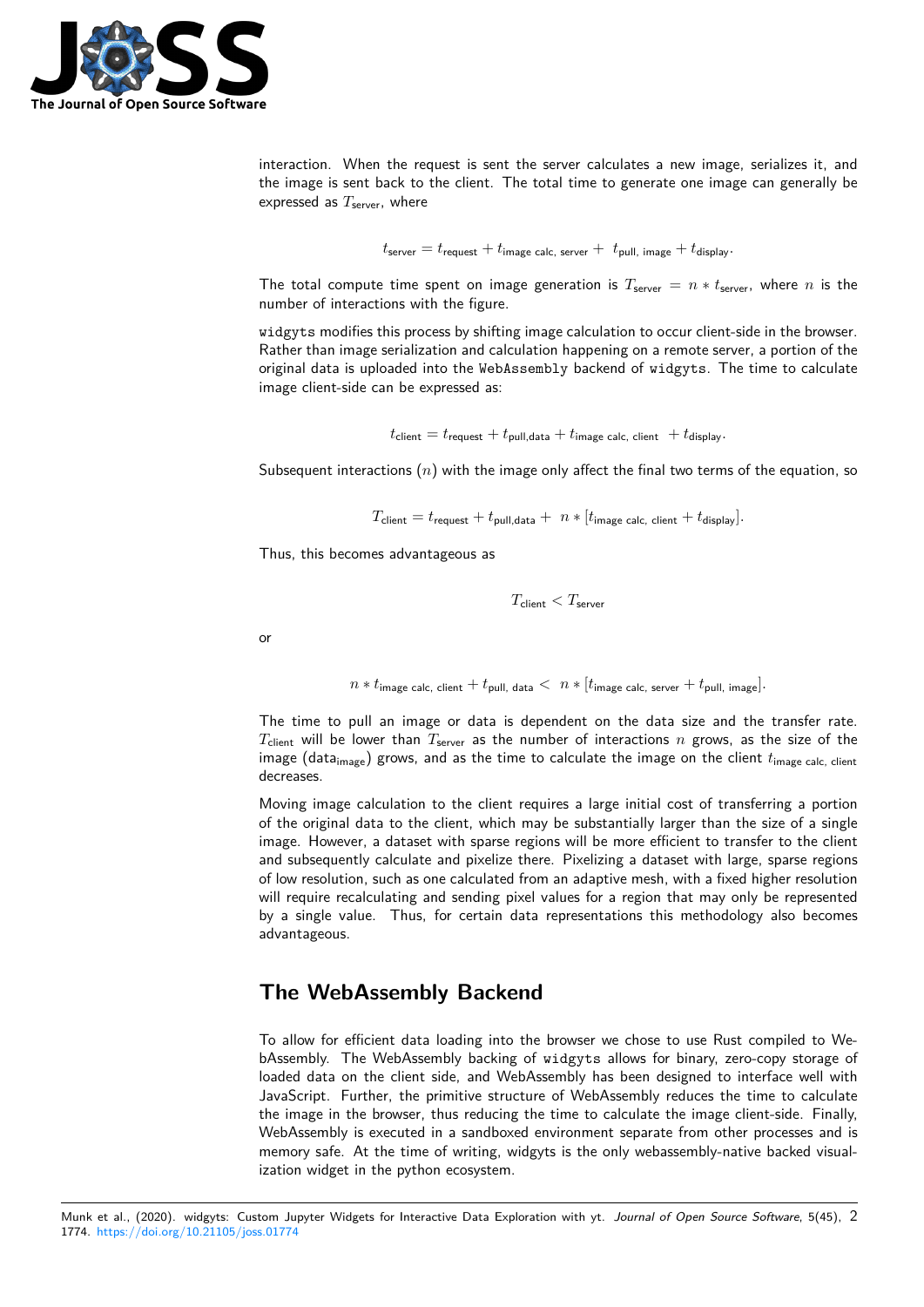interaction. When the request is sent the server calculates a new image, serializes it, and the image is sent back to the client. The total time to generate one image can generally be expressed as $T_{\text{server}}$, where

$$t_{\text{server}} = t_{\text{request}} + t_{\text{image calc, server}} + t_{\text{pull, image}} + t_{\text{display}}.$$

The total compute time spent on image generation is $T_{\text{server}} = n * t_{\text{server}}$, where $n$ is the number of interactions with the figure.

`widgyts` modifies this process by shifting image calculation to occur client-side in the browser. Rather than image serialization and calculation happening on a remote server, a portion of the original data is uploaded into the `WebAssembly` backend of `widgyts`. The time to calculate image client-side can be expressed as:

$$t_{\text{client}} = t_{\text{request}} + t_{\text{pull,data}} + t_{\text{image calc, client}} + t_{\text{display}}.$$

Subsequent interactions ($n$) with the image only affect the final two terms of the equation, so

$$T_{\text{client}} = t_{\text{request}} + t_{\text{pull,data}} + n * [t_{\text{image calc, client}} + t_{\text{display}}].$$

Thus, this becomes advantageous as

$$T_{\text{client}} < T_{\text{server}}$$

or

$$n * t_{\text{image calc, client}} + t_{\text{pull, data}} < n * [t_{\text{image calc, server}} + t_{\text{pull, image}}].$$

The time to pull an image or data is dependent on the data size and the transfer rate. $T_{\text{client}}$ will be lower than $T_{\text{server}}$ as the number of interactions $n$ grows, as the size of the image ($\text{data}_{\text{image}}$) grows, and as the time to calculate the image on the client $t_{\text{image calc, client}}$ decreases.

Moving image calculation to the client requires a large initial cost of transferring a portion of the original data to the client, which may be substantially larger than the size of a single image. However, a dataset with sparse regions will be more efficient to transfer to the client and subsequently calculate and pixelize there. Pixelizing a dataset with large, sparse regions of low resolution, such as one calculated from an adaptive mesh, with a fixed higher resolution will require recalculating and sending pixel values for a region that may only be represented by a single value. Thus, for certain data representations this methodology also becomes advantageous.

## The WebAssembly Backend

To allow for efficient data loading into the browser we chose to use Rust compiled to WebAssembly. The WebAssembly backing of `widgyts` allows for binary, zero-copy storage of loaded data on the client side, and WebAssembly has been designed to interface well with JavaScript. Further, the primitive structure of WebAssembly reduces the time to calculate the image in the browser, thus reducing the time to calculate the image client-side. Finally, WebAssembly is executed in a sandboxed environment separate from other processes and is memory safe. At the time of writing, widgyts is the only webassembly-native backed visualization widget in the python ecosystem.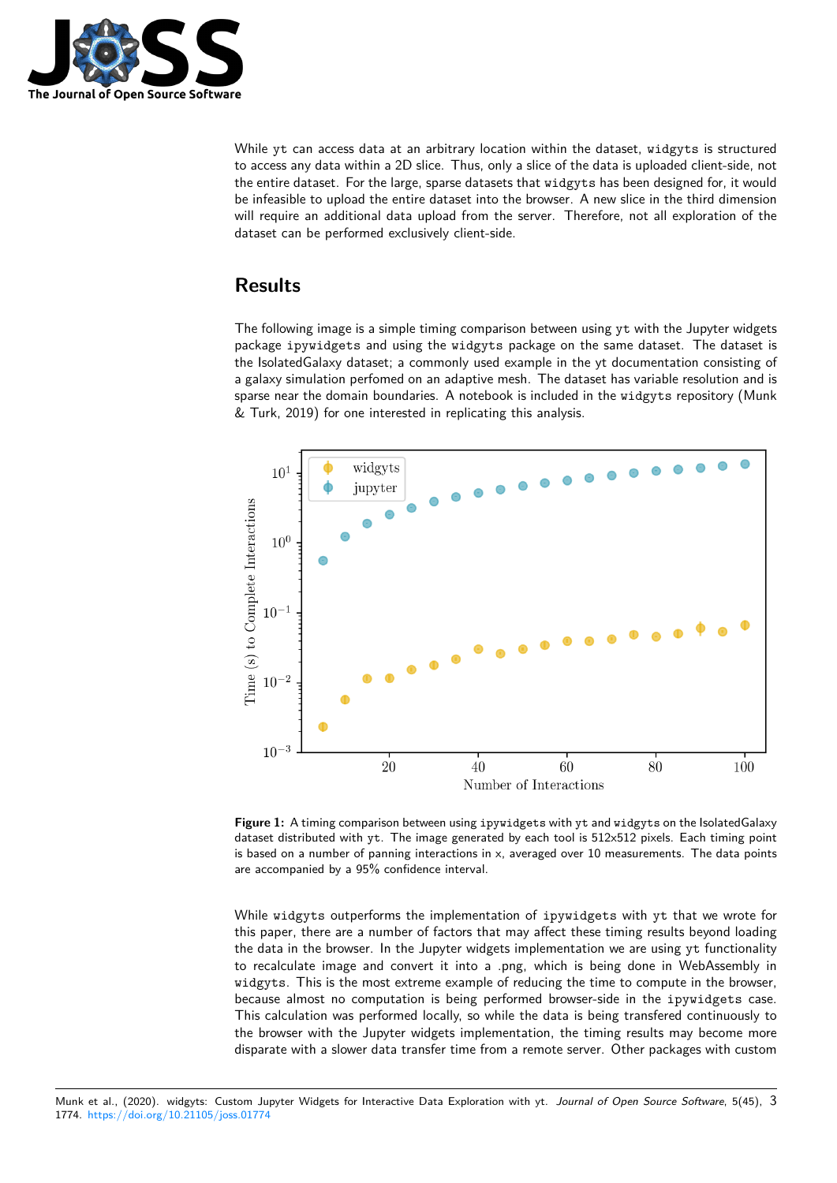While yt can access data at an arbitrary location within the dataset, widgyts is structured to access any data within a 2D slice. Thus, only a slice of the data is uploaded client-side, not the entire dataset. For the large, sparse datasets that widgyts has been designed for, it would be infeasible to upload the entire dataset into the browser. A new slice in the third dimension will require an additional data upload from the server. Therefore, not all exploration of the dataset can be performed exclusively client-side.

## Results

The following image is a simple timing comparison between using yt with the Jupyter widgets package ipywidgets and using the widgyts package on the same dataset. The dataset is the IsolatedGalaxy dataset; a commonly used example in the yt documentation consisting of a galaxy simulation perfomed on an adaptive mesh. The dataset has variable resolution and is sparse near the domain boundaries. A notebook is included in the widgyts repository (Munk & Turk, 2019) for one interested in replicating this analysis.

**Figure 1:** A timing comparison between using ipywidgets with yt and widgyts on the IsolatedGalaxy dataset distributed with yt. The image generated by each tool is 512x512 pixels. Each timing point is based on a number of panning interactions in x, averaged over 10 measurements. The data points are accompanied by a 95% confidence interval.

While widgyts outperforms the implementation of ipywidgets with yt that we wrote for this paper, there are a number of factors that may affect these timing results beyond loading the data in the browser. In the Jupyter widgets implementation we are using yt functionality to recalculate image and convert it into a .png, which is being done in WebAssembly in widgyts. This is the most extreme example of reducing the time to compute in the browser, because almost no computation is being performed browser-side in the ipywidgets case. This calculation was performed locally, so while the data is being transfered continuously to the browser with the Jupyter widgets implementation, the timing results may become more disparate with a slower data transfer time from a remote server. Other packages with custom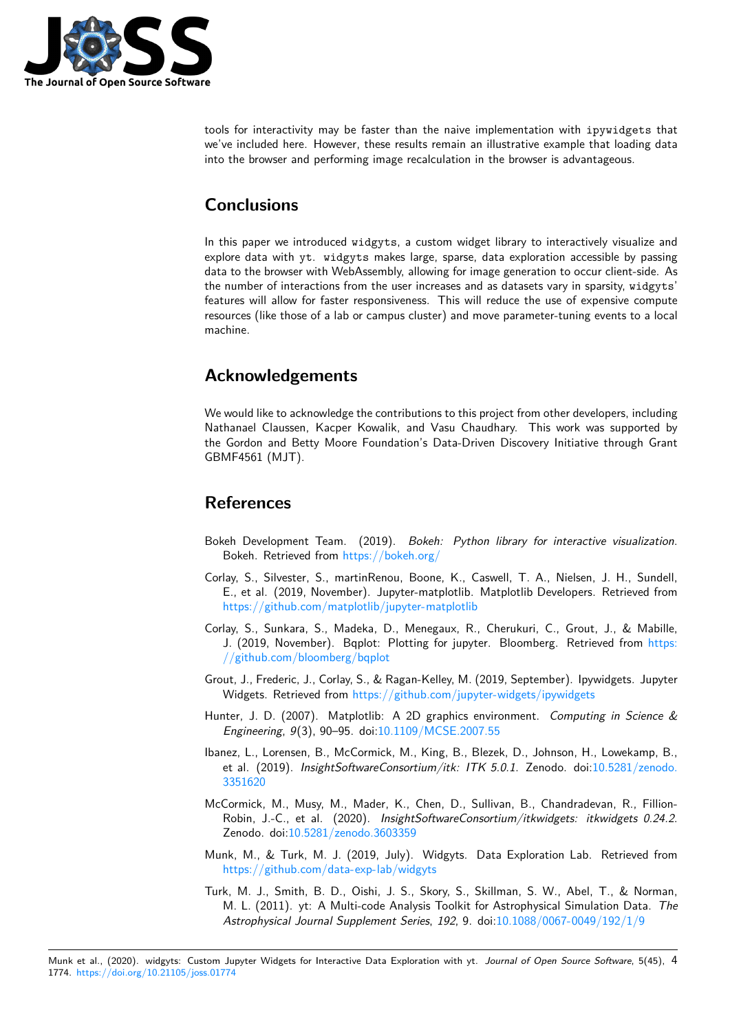tools for interactivity may be faster than the naive implementation with ipywidgets that we've included here. However, these results remain an illustrative example that loading data into the browser and performing image recalculation in the browser is advantageous.

## Conclusions

In this paper we introduced widgyts, a custom widget library to interactively visualize and explore data with yt. widgyts makes large, sparse, data exploration accessible by passing data to the browser with WebAssembly, allowing for image generation to occur client-side. As the number of interactions from the user increases and as datasets vary in sparsity, widgyts' features will allow for faster responsiveness. This will reduce the use of expensive compute resources (like those of a lab or campus cluster) and move parameter-tuning events to a local machine.

## Acknowledgements

We would like to acknowledge the contributions to this project from other developers, including Nathanael Claussen, Kacper Kowalik, and Vasu Chaudhary. This work was supported by the Gordon and Betty Moore Foundation's Data-Driven Discovery Initiative through Grant GBMF4561 (MJT).

## References

Bokeh Development Team. (2019). *Bokeh: Python library for interactive visualization*. Bokeh. Retrieved from https://bokeh.org/

Corlay, S., Silvester, S., martinRenou, Boone, K., Caswell, T. A., Nielsen, J. H., Sundell, E., et al. (2019, November). Jupyter-matplotlib. Matplotlib Developers. Retrieved from https://github.com/matplotlib/jupyter-matplotlib

Corlay, S., Sunkara, S., Madeka, D., Menegaux, R., Cherukuri, C., Grout, J., & Mabille, J. (2019, November). Bqplot: Plotting for jupyter. Bloomberg. Retrieved from https://github.com/bloomberg/bqplot

Grout, J., Frederic, J., Corlay, S., & Ragan-Kelley, M. (2019, September). Ipywidgets. Jupyter Widgets. Retrieved from https://github.com/jupyter-widgets/ipywidgets

Hunter, J. D. (2007). Matplotlib: A 2D graphics environment. *Computing in Science & Engineering*, *9*(3), 90–95. doi:10.1109/MCSE.2007.55

Ibanez, L., Lorensen, B., McCormick, M., King, B., Blezek, D., Johnson, H., Lowekamp, B., et al. (2019). *InsightSoftwareConsortium/itk: ITK 5.0.1*. Zenodo. doi:10.5281/zenodo.3351620

McCormick, M., Musy, M., Mader, K., Chen, D., Sullivan, B., Chandradevan, R., Fillion-Robin, J.-C., et al. (2020). *InsightSoftwareConsortium/itkwidgets: itkwidgets 0.24.2*. Zenodo. doi:10.5281/zenodo.3603359

Munk, M., & Turk, M. J. (2019, July). Widgyts. Data Exploration Lab. Retrieved from https://github.com/data-exp-lab/widgyts

Turk, M. J., Smith, B. D., Oishi, J. S., Skory, S., Skillman, S. W., Abel, T., & Norman, M. L. (2011). yt: A Multi-code Analysis Toolkit for Astrophysical Simulation Data. *The Astrophysical Journal Supplement Series*, *192*, 9. doi:10.1088/0067-0049/192/1/9